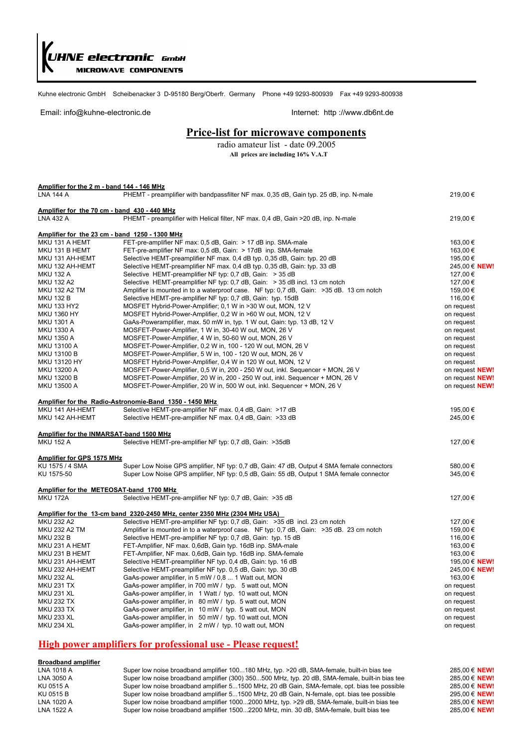# KUHNE electronic GmbH
**MICROWAVE COMPONENTS**

Kuhne electronic GmbH   Scheibenacker 3  D-95180 Berg/Oberfr.  Germany   Phone +49 9293-800939   Fax +49 9293-800938

Email: info@kuhne-electronic.de    Internet:  http ://www.db6nt.de

## Price-list for microwave components

radio amateur list - date 09.2005

**All prices are including 16% V.A.T**

**Amplifier for the 2 m - band 144 - 146 MHz**

| | | |
|---|---|---|
| LNA 144 A | PHEMT - preamplifier with bandpassfilter NF max. 0,35 dB, Gain typ. 25 dB, inp. N-male | 219,00 € |

**Amplifier for the 70 cm - band 430 - 440 MHz**

| | | |
|---|---|---|
| LNA 432 A | PHEMT - preamplifier with Helical filter, NF max. 0,4 dB, Gain >20 dB, inp. N-male | 219,00 € |

**Amplifier for the 23 cm - band 1250 - 1300 MHz**

| | | |
|---|---|---|
| MKU 131 A HEMT | FET-pre-amplifier NF max: 0,5 dB, Gain: > 17 dB inp. SMA-male | 163,00 € |
| MKU 131 B HEMT | FET-pre-amplifier NF max: 0,5 dB, Gain: > 17dB inp. SMA-female | 163,00 € |
| MKU 131 AH-HEMT | Selective HEMT-preamplifier NF max. 0,4 dB typ. 0,35 dB, Gain: typ. 20 dB | 195,00 € |
| MKU 132 AH-HEMT | Selective HEMT-preamplifier NF max. 0,4 dB typ. 0,35 dB, Gain: typ. 33 dB | 245,00 € **NEW!** |
| MKU 132 A | Selective HEMT-preamplifier NF typ: 0,7 dB, Gain: > 35 dB | 127,00 € |
| MKU 132 A2 | Selective HEMT-preamplifier NF typ: 0,7 dB, Gain: > 35 dB incl. 13 cm notch | 127,00 € |
| MKU 132 A2 TM | Amplifier is mounted in to a waterproof case. NF typ: 0,7 dB, Gain: >35 dB. 13 cm notch | 159,00 € |
| MKU 132 B | Selective HEMT-pre-amplifier NF typ: 0,7 dB, Gain: typ. 15dB | 116,00 € |
| MKU 133 HY2 | MOSFET Hybrid-Power-Amplifier; 0,1 W in >30 W out, MON, 12 V | on request |
| MKU 1360 HY | MOSFET Hybrid-Power-Amplifier, 0,2 W in >60 W out, MON, 12 V | on request |
| MKU 1301 A | GaAs-Poweramplifier, max. 50 mW in, typ. 1 W out, Gain: typ. 13 dB, 12 V | on request |
| MKU 1330 A | MOSFET-Power-Amplifier, 1 W in, 30-40 W out, MON, 26 V | on request |
| MKU 1350 A | MOSFET-Power-Amplifier, 4 W in, 50-60 W out, MON, 26 V | on request |
| MKU 13100 A | MOSFET-Power-Amplifier, 0,2 W in, 100 - 120 W out, MON, 26 V | on request |
| MKU 13100 B | MOSFET-Power-Amplifier, 5 W in, 100 - 120 W out, MON, 26 V | on request |
| MKU 13120 HY | MOSFET Hybrid-Power-Amplifier, 0,4 W in 120 W out, MON, 12 V | on request |
| MKU 13200 A | MOSFET-Power-Amplifier, 0,5 W in, 200 - 250 W out, inkl. Sequencer + MON, 26 V | on request **NEW!** |
| MKU 13200 B | MOSFET-Power-Amplifier, 20 W in, 200 - 250 W out, inkl. Sequencer + MON, 26 V | on request **NEW!** |
| MKU 13500 A | MOSFET-Power-Amplifier, 20 W in, 500 W out, inkl. Sequencer + MON, 26 V | on request **NEW!** |

**Amplifier for the Radio-Astronomie-Band 1350 - 1450 MHz**

| | | |
|---|---|---|
| MKU 141 AH-HEMT | Selective HEMT-pre-amplifier NF max. 0,4 dB, Gain: >17 dB | 195,00 € |
| MKU 142 AH-HEMT | Selective HEMT-pre-amplifier NF max. 0,4 dB, Gain: >33 dB | 245,00 € |

**Amplifier for the INMARSAT-band 1500 MHz**

| | | |
|---|---|---|
| MKU 152 A | Selective HEMT-pre-amplifier NF typ: 0,7 dB, Gain: >35dB | 127,00 € |

**Amplifier for GPS 1575 MHz**

| | | |
|---|---|---|
| KU 1575 / 4 SMA | Super Low Noise GPS amplifier, NF typ: 0,7 dB, Gain: 47 dB, Output 4 SMA female connectors | 580,00 € |
| KU 1575-50 | Super Low Noise GPS amplifier, NF typ: 0,5 dB, Gain: 55 dB, Output 1 SMA female connector | 345,00 € |

**Amplifier for the METEOSAT-band 1700 MHz**

| | | |
|---|---|---|
| MKU 172A | Selective HEMT-pre-amplifier NF typ: 0,7 dB, Gain: >35 dB | 127,00 € |

**Amplifier for the 13-cm band 2320-2450 MHz, center 2350 MHz (2304 MHz USA)**

| | | |
|---|---|---|
| MKU 232 A2 | Selective HEMT-pre-amplifier NF typ: 0,7 dB, Gain: >35 dB incl. 23 cm notch | 127,00 € |
| MKU 232 A2 TM | Amplifier is mounted in to a waterproof case. NF typ: 0,7 dB, Gain: >35 dB. 23 cm notch | 159,00 € |
| MKU 232 B | Selective HEMT-pre-amplifier NF typ: 0,7 dB, Gain: typ. 15 dB | 116,00 € |
| MKU 231 A HEMT | FET-Amplifier, NF max. 0,6dB, Gain typ. 16dB inp. SMA-male | 163,00 € |
| MKU 231 B HEMT | FET-Amplifier, NF max. 0,6dB, Gain typ. 16dB inp. SMA-female | 163,00 € |
| MKU 231 AH-HEMT | Selective HEMT-preamplifier NF typ. 0,4 dB, Gain: typ. 16 dB | 195,00 € **NEW!** |
| MKU 232 AH-HEMT | Selective HEMT-preamplifier NF typ. 0,5 dB, Gain: typ. 30 dB | 245,00 € **NEW!** |
| MKU 232 AL | GaAs-power amplifier, in 5 mW / 0,8 ... 1 Watt out, MON | 163,00 € |
| MKU 231 TX | GaAs-power amplifier, in 700 mW / typ. 5 watt out, MON | on request |
| MKU 231 XL | GaAs-power amplifier, in 1 Watt / typ. 10 watt out, MON | on request |
| MKU 232 TX | GaAs-power amplifier, in 80 mW / typ. 5 watt out, MON | on request |
| MKU 233 TX | GaAs-power amplifier, in 10 mW / typ. 5 watt out, MON | on request |
| MKU 233 XL | GaAs-power amplifier, in 50 mW / typ. 10 watt out, MON | on request |
| MKU 234 XL | GaAs-power amplifier, in 2 mW / typ. 10 watt out, MON | on request |

## High power amplifiers for professional use - Please request!

**Broadband amplifier**

| | | |
|---|---|---|
| LNA 1018 A | Super low noise broadband amplifier 100...180 MHz, typ. >20 dB, SMA-female, built-in bias tee | 285,00 € **NEW!** |
| LNA 3050 A | Super low noise broadband amplifier (300) 350...500 MHz, typ. 20 dB, SMA-female, built-in bias tee | 285,00 € **NEW!** |
| KU 0515 A | Super low noise broadband amplifier 5...1500 MHz, 20 dB Gain, SMA-female, opt. bias tee possible | 285,00 € **NEW!** |
| KU 0515 B | Super low noise broadband amplifier 5...1500 MHz, 20 dB Gain, N-female, opt. bias tee possible | 295,00 € **NEW!** |
| LNA 1020 A | Super low noise broadband amplifier 1000...2000 MHz, typ. >29 dB, SMA-female, built-in bias tee | 285,00 € **NEW!** |
| LNA 1522 A | Super low noise broadband amplifier 1500...2200 MHz, min. 30 dB, SMA-female, built bias tee | 285,00 € **NEW!** |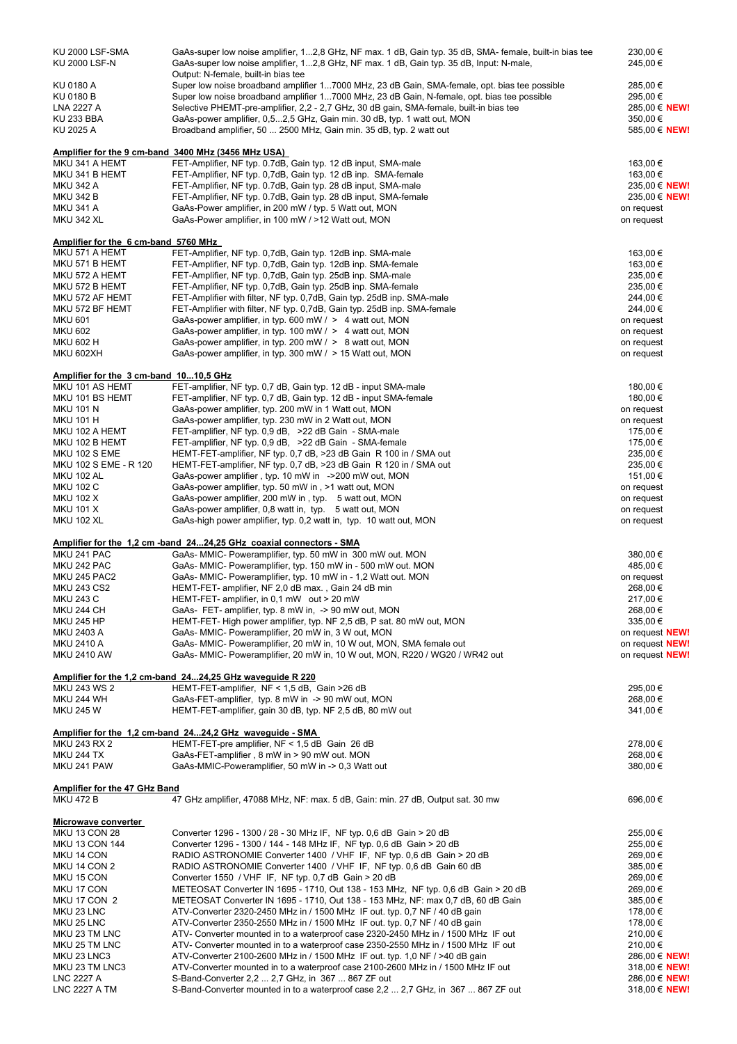| | | |
|---|---|---|
| KU 2000 LSF-SMA | GaAs-super low noise amplifier, 1...2,8 GHz, NF max. 1 dB, Gain typ. 35 dB, SMA- female, built-in bias tee | 230,00 € |
| KU 2000 LSF-N | GaAs-super low noise amplifier, 1...2,8 GHz, NF max. 1 dB, Gain typ. 35 dB, Input: N-male, Output: N-female, built-in bias tee | 245,00 € |
| KU 0180 A | Super low noise broadband amplifier 1...7000 MHz, 23 dB Gain, SMA-female, opt. bias tee possible | 285,00 € |
| KU 0180 B | Super low noise broadband amplifier 1...7000 MHz, 23 dB Gain, N-female, opt. bias tee possible | 295,00 € |
| LNA 2227 A | Selective PHEMT-pre-amplifier, 2,2 - 2,7 GHz, 30 dB gain, SMA-female, built-in bias tee | 285,00 € **NEW!** |
| KU 233 BBA | GaAs-power amplifier, 0,5...2,5 GHz, Gain min. 30 dB, typ. 1 watt out, MON | 350,00 € |
| KU 2025 A | Broadband amplifier, 50 ... 2500 MHz, Gain min. 35 dB, typ. 2 watt out | 585,00 € **NEW!** |

**Amplifier for the 9 cm-band 3400 MHz (3456 MHz USA)**

| | | |
|---|---|---|
| MKU 341 A HEMT | FET-Amplifier, NF typ. 0.7dB, Gain typ. 12 dB input, SMA-male | 163,00 € |
| MKU 341 B HEMT | FET-Amplifier, NF typ. 0,7dB, Gain typ. 12 dB inp. SMA-female | 163,00 € |
| MKU 342 A | FET-Amplifier, NF typ. 0.7dB, Gain typ. 28 dB input, SMA-male | 235,00 € **NEW!** |
| MKU 342 B | FET-Amplifier, NF typ. 0.7dB, Gain typ. 28 dB input, SMA-female | 235,00 € **NEW!** |
| MKU 341 A | GaAs-Power amplifier, in 200 mW / typ. 5 Watt out, MON | on request |
| MKU 342 XL | GaAs-Power amplifier, in 100 mW / >12 Watt out, MON | on request |

**Amplifier for the 6 cm-band 5760 MHz**

| | | |
|---|---|---|
| MKU 571 A HEMT | FET-Amplifier, NF typ. 0,7dB, Gain typ. 12dB inp. SMA-male | 163,00 € |
| MKU 571 B HEMT | FET-Amplifier, NF typ. 0,7dB, Gain typ. 12dB inp. SMA-female | 163,00 € |
| MKU 572 A HEMT | FET-Amplifier, NF typ. 0,7dB, Gain typ. 25dB inp. SMA-male | 235,00 € |
| MKU 572 B HEMT | FET-Amplifier, NF typ. 0,7dB, Gain typ. 25dB inp. SMA-female | 235,00 € |
| MKU 572 AF HEMT | FET-Amplifier with filter, NF typ. 0,7dB, Gain typ. 25dB inp. SMA-male | 244,00 € |
| MKU 572 BF HEMT | FET-Amplifier with filter, NF typ. 0,7dB, Gain typ. 25dB inp. SMA-female | 244,00 € |
| MKU 601 | GaAs-power amplifier, in typ. 600 mW / > 4 watt out, MON | on request |
| MKU 602 | GaAs-power amplifier, in typ. 100 mW / > 4 watt out, MON | on request |
| MKU 602 H | GaAs-power amplifier, in typ. 200 mW / > 8 watt out, MON | on request |
| MKU 602XH | GaAs-power amplifier, in typ. 300 mW / > 15 Watt out, MON | on request |

**Amplifier for the 3 cm-band 10...10,5 GHz**

| | | |
|---|---|---|
| MKU 101 AS HEMT | FET-amplifier, NF typ. 0,7 dB, Gain typ. 12 dB - input SMA-male | 180,00 € |
| MKU 101 BS HEMT | FET-amplifier, NF typ. 0,7 dB, Gain typ. 12 dB - input SMA-female | 180,00 € |
| MKU 101 N | GaAs-power amplifier, typ. 200 mW in 1 Watt out, MON | on request |
| MKU 101 H | GaAs-power amplifier, typ. 230 mW in 2 Watt out, MON | on request |
| MKU 102 A HEMT | FET-amplifier, NF typ. 0,9 dB, >22 dB Gain - SMA-male | 175,00 € |
| MKU 102 B HEMT | FET-amplifier, NF typ. 0,9 dB, >22 dB Gain - SMA-female | 175,00 € |
| MKU 102 S EME | HEMT-FET-amplifier, NF typ. 0,7 dB, >23 dB Gain R 100 in / SMA out | 235,00 € |
| MKU 102 S EME - R 120 | HEMT-FET-amplifier, NF typ. 0,7 dB, >23 dB Gain R 120 in / SMA out | 235,00 € |
| MKU 102 AL | GaAs-power amplifier , typ. 10 mW in ->200 mW out, MON | 151,00 € |
| MKU 102 C | GaAs-power amplifier, typ. 50 mW in , >1 watt out, MON | on request |
| MKU 102 X | GaAs-power amplifier, 200 mW in , typ. 5 watt out, MON | on request |
| MKU 101 X | GaAs-power amplifier, 0,8 watt in, typ. 5 watt out, MON | on request |
| MKU 102 XL | GaAs-high power amplifier, typ. 0,2 watt in, typ. 10 watt out, MON | on request |

**Amplifier for the 1,2 cm -band 24...24,25 GHz coaxial connectors - SMA**

| | | |
|---|---|---|
| MKU 241 PAC | GaAs- MMIC- Poweramplifier, typ. 50 mW in 300 mW out. MON | 380,00 € |
| MKU 242 PAC | GaAs- MMIC- Poweramplifier, typ. 150 mW in - 500 mW out. MON | 485,00 € |
| MKU 245 PAC2 | GaAs- MMIC- Poweramplifier, typ. 10 mW in - 1,2 Watt out. MON | on request |
| MKU 243 CS2 | HEMT-FET- amplifier, NF 2,0 dB max. , Gain 24 dB min | 268,00 € |
| MKU 243 C | HEMT-FET- amplifier, in 0,1 mW out > 20 mW | 217,00 € |
| MKU 244 CH | GaAs- FET- amplifier, typ. 8 mW in, -> 90 mW out, MON | 268,00 € |
| MKU 245 HP | HEMT-FET- High power amplifier, typ. NF 2,5 dB, P sat. 80 mW out, MON | 335,00 € |
| MKU 2403 A | GaAs- MMIC- Poweramplifier, 20 mW in, 3 W out, MON | on request **NEW!** |
| MKU 2410 A | GaAs- MMIC- Poweramplifier, 20 mW in, 10 W out, MON, SMA female out | on request **NEW!** |
| MKU 2410 AW | GaAs- MMIC- Poweramplifier, 20 mW in, 10 W out, MON, R220 / WG20 / WR42 out | on request **NEW!** |

**Amplifier for the 1,2 cm-band 24...24,25 GHz waveguide R 220**

| | | |
|---|---|---|
| MKU 243 WS 2 | HEMT-FET-amplifier, NF < 1,5 dB, Gain >26 dB | 295,00 € |
| MKU 244 WH | GaAs-FET-amplifier, typ. 8 mW in -> 90 mW out, MON | 268,00 € |
| MKU 245 W | HEMT-FET-amplifier, gain 30 dB, typ. NF 2,5 dB, 80 mW out | 341,00 € |

**Amplifier for the 1,2 cm-band 24...24,2 GHz waveguide - SMA**

| | | |
|---|---|---|
| MKU 243 RX 2 | HEMT-FET-pre amplifier, NF < 1,5 dB Gain 26 dB | 278,00 € |
| MKU 244 TX | GaAs-FET-amplifier , 8 mW in > 90 mW out. MON | 268,00 € |
| MKU 241 PAW | GaAs-MMIC-Poweramplifier, 50 mW in -> 0,3 Watt out | 380,00 € |

**Amplifier for the 47 GHz Band**

| | | |
|---|---|---|
| MKU 472 B | 47 GHz amplifier, 47088 MHz, NF: max. 5 dB, Gain: min. 27 dB, Output sat. 30 mw | 696,00 € |

**Microwave converter**

| | | |
|---|---|---|
| MKU 13 CON 28 | Converter 1296 - 1300 / 28 - 30 MHz IF, NF typ. 0,6 dB Gain > 20 dB | 255,00 € |
| MKU 13 CON 144 | Converter 1296 - 1300 / 144 - 148 MHz IF, NF typ. 0,6 dB Gain > 20 dB | 255,00 € |
| MKU 14 CON | RADIO ASTRONOMIE Converter 1400 / VHF IF, NF typ. 0,6 dB Gain > 20 dB | 269,00 € |
| MKU 14 CON 2 | RADIO ASTRONOMIE Converter 1400 / VHF IF, NF typ. 0,6 dB Gain 60 dB | 385,00 € |
| MKU 15 CON | Converter 1550 / VHF IF, NF typ. 0,7 dB Gain > 20 dB | 269,00 € |
| MKU 17 CON | METEOSAT Converter IN 1695 - 1710, Out 138 - 153 MHz, NF typ. 0,6 dB Gain > 20 dB | 269,00 € |
| MKU 17 CON 2 | METEOSAT Converter IN 1695 - 1710, Out 138 - 153 MHz, NF: max 0,7 dB, 60 dB Gain | 385,00 € |
| MKU 23 LNC | ATV-Converter 2320-2450 MHz in / 1500 MHz IF out. typ. 0,7 NF / 40 dB gain | 178,00 € |
| MKU 25 LNC | ATV-Converter 2350-2550 MHz in / 1500 MHz IF out. typ. 0,7 NF / 40 dB gain | 178,00 € |
| MKU 23 TM LNC | ATV- Converter mounted in to a waterproof case 2320-2450 MHz in / 1500 MHz IF out | 210,00 € |
| MKU 25 TM LNC | ATV- Converter mounted in to a waterproof case 2350-2550 MHz in / 1500 MHz IF out | 210,00 € |
| MKU 23 LNC3 | ATV-Converter 2100-2600 MHz in / 1500 MHz IF out. typ. 1,0 NF / >40 dB gain | 286,00 € **NEW!** |
| MKU 23 TM LNC3 | ATV-Converter mounted in to a waterproof case 2100-2600 MHz in / 1500 MHz IF out | 318,00 € **NEW!** |
| LNC 2227 A | S-Band-Converter 2,2 ... 2,7 GHz, in 367 ... 867 ZF out | 286,00 € **NEW!** |
| LNC 2227 A TM | S-Band-Converter mounted in to a waterproof case 2,2 ... 2,7 GHz, in 367 ... 867 ZF out | 318,00 € **NEW!** |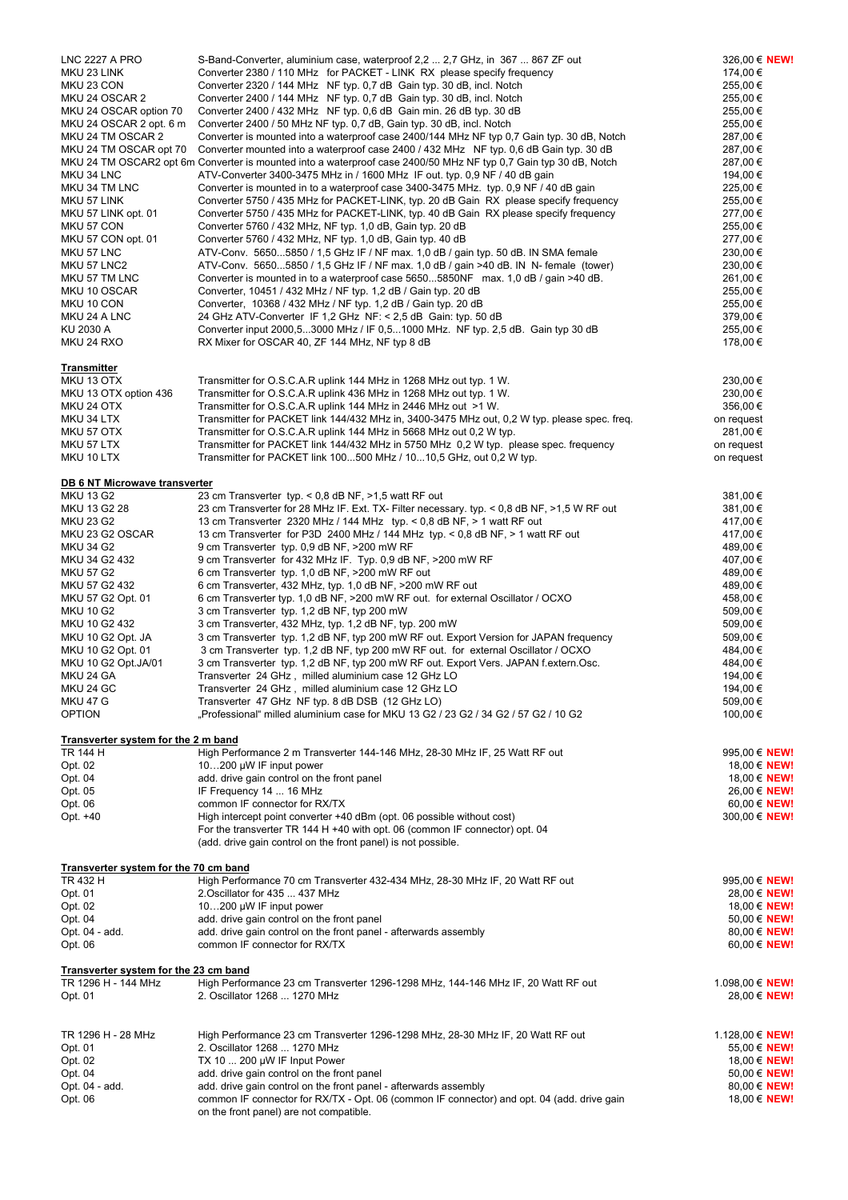| | | |
|---|---|---|
| LNC 2227 A PRO | S-Band-Converter, aluminium case, waterproof 2,2 ... 2,7 GHz, in 367 ... 867 ZF out | 326,00 € **NEW!** |
| MKU 23 LINK | Converter 2380 / 110 MHz for PACKET - LINK RX please specify frequency | 174,00 € |
| MKU 23 CON | Converter 2320 / 144 MHz NF typ. 0,7 dB Gain typ. 30 dB, incl. Notch | 255,00 € |
| MKU 24 OSCAR 2 | Converter 2400 / 144 MHz NF typ. 0,7 dB Gain typ. 30 dB, incl. Notch | 255,00 € |
| MKU 24 OSCAR option 70 | Converter 2400 / 432 MHz NF typ. 0,6 dB Gain min. 26 dB typ. 30 dB | 255,00 € |
| MKU 24 OSCAR 2 opt. 6 m | Converter 2400 / 50 MHz NF typ. 0,7 dB, Gain typ. 30 dB, incl. Notch | 255,00 € |
| MKU 24 TM OSCAR 2 | Converter is mounted into a waterproof case 2400/144 MHz NF typ 0,7 Gain typ. 30 dB, Notch | 287,00 € |
| MKU 24 TM OSCAR opt 70 | Converter mounted into a waterproof case 2400 / 432 MHz NF typ. 0,6 dB Gain typ. 30 dB | 287,00 € |
| MKU 24 TM OSCAR2 opt 6m | Converter is mounted into a waterproof case 2400/50 MHz NF typ 0,7 Gain typ. 30 dB, Notch | 287,00 € |
| MKU 34 LNC | ATV-Converter 3400-3475 MHz in / 1600 MHz IF out. typ. 0,9 NF / 40 dB gain | 194,00 € |
| MKU 34 TM LNC | Converter is mounted in to a waterproof case 3400-3475 MHz. typ. 0,9 NF / 40 dB gain | 225,00 € |
| MKU 57 LINK | Converter 5750 / 435 MHz for PACKET-LINK, typ. 20 dB Gain RX please specify frequency | 255,00 € |
| MKU 57 LINK opt. 01 | Converter 5750 / 435 MHz for PACKET-LINK, typ. 40 dB Gain RX please specify frequency | 277,00 € |
| MKU 57 CON | Converter 5760 / 432 MHz, NF typ. 1,0 dB, Gain typ. 20 dB | 255,00 € |
| MKU 57 CON opt. 01 | Converter 5760 / 432 MHz, NF typ. 1,0 dB, Gain typ. 40 dB | 277,00 € |
| MKU 57 LNC | ATV-Conv. 5650...5850 / 1,5 GHz IF / NF max. 1,0 dB / gain typ. 50 dB. IN SMA female | 230,00 € |
| MKU 57 LNC2 | ATV-Conv. 5650...5850 / 1,5 GHz IF / NF max. 1,0 dB / gain >40 dB. IN N- female (tower) | 230,00 € |
| MKU 57 TM LNC | Converter is mounted in to a waterproof case 5650...5850NF max. 1,0 dB / gain >40 dB. | 261,00 € |
| MKU 10 OSCAR | Converter, 10451 / 432 MHz / NF typ. 1,2 dB / Gain typ. 20 dB | 255,00 € |
| MKU 10 CON | Converter, 10368 / 432 MHz / NF typ. 1,2 dB / Gain typ. 20 dB | 255,00 € |
| MKU 24 A LNC | 24 GHz ATV-Converter IF 1,2 GHz NF: < 2,5 dB Gain: typ. 50 dB | 379,00 € |
| KU 2030 A | Converter input 2000,5...3000 MHz / IF 0,5...1000 MHz. NF typ. 2,5 dB. Gain typ 30 dB | 255,00 € |
| MKU 24 RXO | RX Mixer for OSCAR 40, ZF 144 MHz, NF typ 8 dB | 178,00 € |

**Transmitter**

| | | |
|---|---|---|
| MKU 13 OTX | Transmitter for O.S.C.A.R uplink 144 MHz in 1268 MHz out typ. 1 W. | 230,00 € |
| MKU 13 OTX option 436 | Transmitter for O.S.C.A.R uplink 436 MHz in 1268 MHz out typ. 1 W. | 230,00 € |
| MKU 24 OTX | Transmitter for O.S.C.A.R uplink 144 MHz in 2446 MHz out >1 W. | 356,00 € |
| MKU 34 LTX | Transmitter for PACKET link 144/432 MHz in, 3400-3475 MHz out, 0,2 W typ. please spec. freq. | on request |
| MKU 57 OTX | Transmitter for O.S.C.A.R uplink 144 MHz in 5668 MHz out 0,2 W typ. | 281,00 € |
| MKU 57 LTX | Transmitter for PACKET link 144/432 MHz in 5750 MHz 0,2 W typ. please spec. frequency | on request |
| MKU 10 LTX | Transmitter for PACKET link 100...500 MHz / 10...10,5 GHz, out 0,2 W typ. | on request |

**DB 6 NT Microwave transverter**

| | | |
|---|---|---|
| MKU 13 G2 | 23 cm Transverter typ. < 0,8 dB NF, >1,5 watt RF out | 381,00 € |
| MKU 13 G2 28 | 23 cm Transverter for 28 MHz IF. Ext. TX- Filter necessary. typ. < 0,8 dB NF, >1,5 W RF out | 381,00 € |
| MKU 23 G2 | 13 cm Transverter 2320 MHz / 144 MHz typ. < 0,8 dB NF, > 1 watt RF out | 417,00 € |
| MKU 23 G2 OSCAR | 13 cm Transverter for P3D 2400 MHz / 144 MHz typ. < 0,8 dB NF, > 1 watt RF out | 417,00 € |
| MKU 34 G2 | 9 cm Transverter typ. 0,9 dB NF, >200 mW RF | 489,00 € |
| MKU 34 G2 432 | 9 cm Transverter for 432 MHz IF. Typ. 0,9 dB NF, >200 mW RF | 407,00 € |
| MKU 57 G2 | 6 cm Transverter typ. 1,0 dB NF, >200 mW RF out | 489,00 € |
| MKU 57 G2 432 | 6 cm Transverter, 432 MHz, typ. 1,0 dB NF, >200 mW RF out | 489,00 € |
| MKU 57 G2 Opt. 01 | 6 cm Transverter typ. 1,0 dB NF, >200 mW RF out. for external Oscillator / OCXO | 458,00 € |
| MKU 10 G2 | 3 cm Transverter typ. 1,2 dB NF, typ 200 mW | 509,00 € |
| MKU 10 G2 432 | 3 cm Transverter, 432 MHz, typ. 1,2 dB NF, typ. 200 mW | 509,00 € |
| MKU 10 G2 Opt. JA | 3 cm Transverter typ. 1,2 dB NF, typ 200 mW RF out. Export Version for JAPAN frequency | 509,00 € |
| MKU 10 G2 Opt. 01 | 3 cm Transverter typ. 1,2 dB NF, typ 200 mW RF out. for external Oscillator / OCXO | 484,00 € |
| MKU 10 G2 Opt.JA/01 | 3 cm Transverter typ. 1,2 dB NF, typ 200 mW RF out. Export Vers. JAPAN f.extern.Osc. | 484,00 € |
| MKU 24 GA | Transverter 24 GHz , milled aluminium case 12 GHz LO | 194,00 € |
| MKU 24 GC | Transverter 24 GHz , milled aluminium case 12 GHz LO | 194,00 € |
| MKU 47 G | Transverter 47 GHz NF typ. 8 dB DSB (12 GHz LO) | 509,00 € |
| OPTION | „Professional“ milled aluminium case for MKU 13 G2 / 23 G2 / 34 G2 / 57 G2 / 10 G2 | 100,00 € |

**Transverter system for the 2 m band**

| | | |
|---|---|---|
| TR 144 H | High Performance 2 m Transverter 144-146 MHz, 28-30 MHz IF, 25 Watt RF out | 995,00 € **NEW!** |
| Opt. 02 | 10…200 µW IF input power | 18,00 € **NEW!** |
| Opt. 04 | add. drive gain control on the front panel | 18,00 € **NEW!** |
| Opt. 05 | IF Frequency 14 ... 16 MHz | 26,00 € **NEW!** |
| Opt. 06 | common IF connector for RX/TX | 60,00 € **NEW!** |
| Opt. +40 | High intercept point converter +40 dBm (opt. 06 possible without cost) | 300,00 € **NEW!** |
| | For the transverter TR 144 H +40 with opt. 06 (common IF connector) opt. 04 (add. drive gain control on the front panel) is not possible. | |

**Transverter system for the 70 cm band**

| | | |
|---|---|---|
| TR 432 H | High Performance 70 cm Transverter 432-434 MHz, 28-30 MHz IF, 20 Watt RF out | 995,00 € **NEW!** |
| Opt. 01 | 2.Oscillator for 435 ... 437 MHz | 28,00 € **NEW!** |
| Opt. 02 | 10…200 µW IF input power | 18,00 € **NEW!** |
| Opt. 04 | add. drive gain control on the front panel | 50,00 € **NEW!** |
| Opt. 04 - add. | add. drive gain control on the front panel - afterwards assembly | 80,00 € **NEW!** |
| Opt. 06 | common IF connector for RX/TX | 60,00 € **NEW!** |

**Transverter system for the 23 cm band**

| | | |
|---|---|---|
| TR 1296 H - 144 MHz | High Performance 23 cm Transverter 1296-1298 MHz, 144-146 MHz IF, 20 Watt RF out | 1.098,00 € **NEW!** |
| Opt. 01 | 2. Oscillator 1268 ... 1270 MHz | 28,00 € **NEW!** |
| | | |
| TR 1296 H - 28 MHz | High Performance 23 cm Transverter 1296-1298 MHz, 28-30 MHz IF, 20 Watt RF out | 1.128,00 € **NEW!** |
| Opt. 01 | 2. Oscillator 1268 ... 1270 MHz | 55,00 € **NEW!** |
| Opt. 02 | TX 10 ... 200 µW IF Input Power | 18,00 € **NEW!** |
| Opt. 04 | add. drive gain control on the front panel | 50,00 € **NEW!** |
| Opt. 04 - add. | add. drive gain control on the front panel - afterwards assembly | 80,00 € **NEW!** |
| Opt. 06 | common IF connector for RX/TX - Opt. 06 (common IF connector) and opt. 04 (add. drive gain on the front panel) are not compatible. | 18,00 € **NEW!** |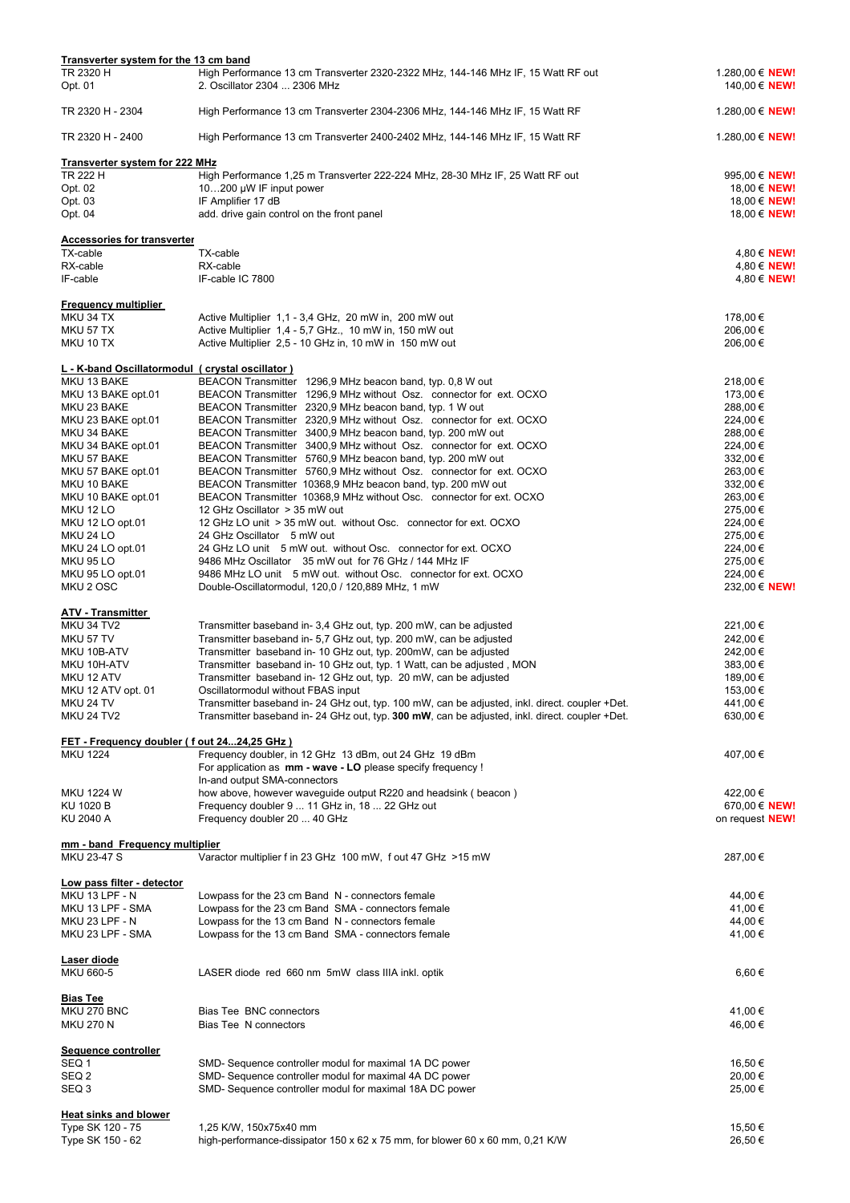**Transverter system for the 13 cm band**

| | | |
|---|---|---|
| TR 2320 H | High Performance 13 cm Transverter 2320-2322 MHz, 144-146 MHz IF, 15 Watt RF out | 1.280,00 € **NEW!** |
| Opt. 01 | 2. Oscillator 2304 ... 2306 MHz | 140,00 € **NEW!** |
| TR 2320 H - 2304 | High Performance 13 cm Transverter 2304-2306 MHz, 144-146 MHz IF, 15 Watt RF | 1.280,00 € **NEW!** |
| TR 2320 H - 2400 | High Performance 13 cm Transverter 2400-2402 MHz, 144-146 MHz IF, 15 Watt RF | 1.280,00 € **NEW!** |

**Transverter system for 222 MHz**

| | | |
|---|---|---|
| TR 222 H | High Performance 1,25 m Transverter 222-224 MHz, 28-30 MHz IF, 25 Watt RF out | 995,00 € **NEW!** |
| Opt. 02 | 10…200 µW IF input power | 18,00 € **NEW!** |
| Opt. 03 | IF Amplifier 17 dB | 18,00 € **NEW!** |
| Opt. 04 | add. drive gain control on the front panel | 18,00 € **NEW!** |

**Accessories for transverter**

| | | |
|---|---|---|
| TX-cable | TX-cable | 4,80 € **NEW!** |
| RX-cable | RX-cable | 4,80 € **NEW!** |
| IF-cable | IF-cable IC 7800 | 4,80 € **NEW!** |

**Frequency multiplier**

| | | |
|---|---|---|
| MKU 34 TX | Active Multiplier 1,1 - 3,4 GHz, 20 mW in, 200 mW out | 178,00 € |
| MKU 57 TX | Active Multiplier 1,4 - 5,7 GHz., 10 mW in, 150 mW out | 206,00 € |
| MKU 10 TX | Active Multiplier 2,5 - 10 GHz in, 10 mW in 150 mW out | 206,00 € |

**L - K-band Oscillatormodul ( crystal oscillator )**

| | | |
|---|---|---|
| MKU 13 BAKE | BEACON Transmitter 1296,9 MHz beacon band, typ. 0,8 W out | 218,00 € |
| MKU 13 BAKE opt.01 | BEACON Transmitter 1296,9 MHz without Osz. connector for ext. OCXO | 173,00 € |
| MKU 23 BAKE | BEACON Transmitter 2320,9 MHz beacon band, typ. 1 W out | 288,00 € |
| MKU 23 BAKE opt.01 | BEACON Transmitter 2320,9 MHz without Osz. connector for ext. OCXO | 224,00 € |
| MKU 34 BAKE | BEACON Transmitter 3400,9 MHz beacon band, typ. 200 mW out | 288,00 € |
| MKU 34 BAKE opt.01 | BEACON Transmitter 3400,9 MHz without Osz. connector for ext. OCXO | 224,00 € |
| MKU 57 BAKE | BEACON Transmitter 5760,9 MHz beacon band, typ. 200 mW out | 332,00 € |
| MKU 57 BAKE opt.01 | BEACON Transmitter 5760,9 MHz without Osz. connector for ext. OCXO | 263,00 € |
| MKU 10 BAKE | BEACON Transmitter 10368,9 MHz beacon band, typ. 200 mW out | 332,00 € |
| MKU 10 BAKE opt.01 | BEACON Transmitter 10368,9 MHz without Osz. connector for ext. OCXO | 263,00 € |
| MKU 12 LO | 12 GHz Oscillator > 35 mW out | 275,00 € |
| MKU 12 LO opt.01 | 12 GHz LO unit > 35 mW out. without Osc. connector for ext. OCXO | 224,00 € |
| MKU 24 LO | 24 GHz Oscillator 5 mW out | 275,00 € |
| MKU 24 LO opt.01 | 24 GHz LO unit 5 mW out. without Osc. connector for ext. OCXO | 224,00 € |
| MKU 95 LO | 9486 MHz Oscillator 35 mW out for 76 GHz / 144 MHz IF | 275,00 € |
| MKU 95 LO opt.01 | 9486 MHz LO unit 5 mW out. without Osc. connector for ext. OCXO | 224,00 € |
| MKU 2 OSC | Double-Oscillatormodul, 120,0 / 120,889 MHz, 1 mW | 232,00 € **NEW!** |

**ATV - Transmitter**

| | | |
|---|---|---|
| MKU 34 TV2 | Transmitter baseband in- 3,4 GHz out, typ. 200 mW, can be adjusted | 221,00 € |
| MKU 57 TV | Transmitter baseband in- 5,7 GHz out, typ. 200 mW, can be adjusted | 242,00 € |
| MKU 10B-ATV | Transmitter baseband in- 10 GHz out, typ. 200mW, can be adjusted | 242,00 € |
| MKU 10H-ATV | Transmitter baseband in- 10 GHz out, typ. 1 Watt, can be adjusted , MON | 383,00 € |
| MKU 12 ATV | Transmitter baseband in- 12 GHz out, typ. 20 mW, can be adjusted | 189,00 € |
| MKU 12 ATV opt. 01 | Oscillatormodul without FBAS input | 153,00 € |
| MKU 24 TV | Transmitter baseband in- 24 GHz out, typ. 100 mW, can be adjusted, inkl. direct. coupler +Det. | 441,00 € |
| MKU 24 TV2 | Transmitter baseband in- 24 GHz out, typ. **300 mW**, can be adjusted, inkl. direct. coupler +Det. | 630,00 € |

**FET - Frequency doubler ( f out 24...24,25 GHz )**

| | | |
|---|---|---|
| MKU 1224 | Frequency doubler, in 12 GHz 13 dBm, out 24 GHz 19 dBm<br>For application as **mm - wave - LO** please specify frequency !<br>In-and output SMA-connectors | 407,00 € |
| MKU 1224 W | how above, however waveguide output R220 and headsink ( beacon ) | 422,00 € |
| KU 1020 B | Frequency doubler 9 ... 11 GHz in, 18 ... 22 GHz out | 670,00 € **NEW!** |
| KU 2040 A | Frequency doubler 20 ... 40 GHz | on request **NEW!** |

**mm - band Frequency multiplier**

| | | |
|---|---|---|
| MKU 23-47 S | Varactor multiplier f in 23 GHz 100 mW, f out 47 GHz >15 mW | 287,00 € |

**Low pass filter - detector**

| | | |
|---|---|---|
| MKU 13 LPF - N | Lowpass for the 23 cm Band N - connectors female | 44,00 € |
| MKU 13 LPF - SMA | Lowpass for the 23 cm Band SMA - connectors female | 41,00 € |
| MKU 23 LPF - N | Lowpass for the 13 cm Band N - connectors female | 44,00 € |
| MKU 23 LPF - SMA | Lowpass for the 13 cm Band SMA - connectors female | 41,00 € |

**Laser diode**

| | | |
|---|---|---|
| MKU 660-5 | LASER diode red 660 nm 5mW class IIIA inkl. optik | 6,60 € |

**Bias Tee**

| | | |
|---|---|---|
| MKU 270 BNC | Bias Tee BNC connectors | 41,00 € |
| MKU 270 N | Bias Tee N connectors | 46,00 € |

**Sequence controller**

| | | |
|---|---|---|
| SEQ 1 | SMD- Sequence controller modul for maximal 1A DC power | 16,50 € |
| SEQ 2 | SMD- Sequence controller modul for maximal 4A DC power | 20,00 € |
| SEQ 3 | SMD- Sequence controller modul for maximal 18A DC power | 25,00 € |

**Heat sinks and blower**

| | | |
|---|---|---|
| Type SK 120 - 75 | 1,25 K/W, 150x75x40 mm | 15,50 € |
| Type SK 150 - 62 | high-performance-dissipator 150 x 62 x 75 mm, for blower 60 x 60 mm, 0,21 K/W | 26,50 € |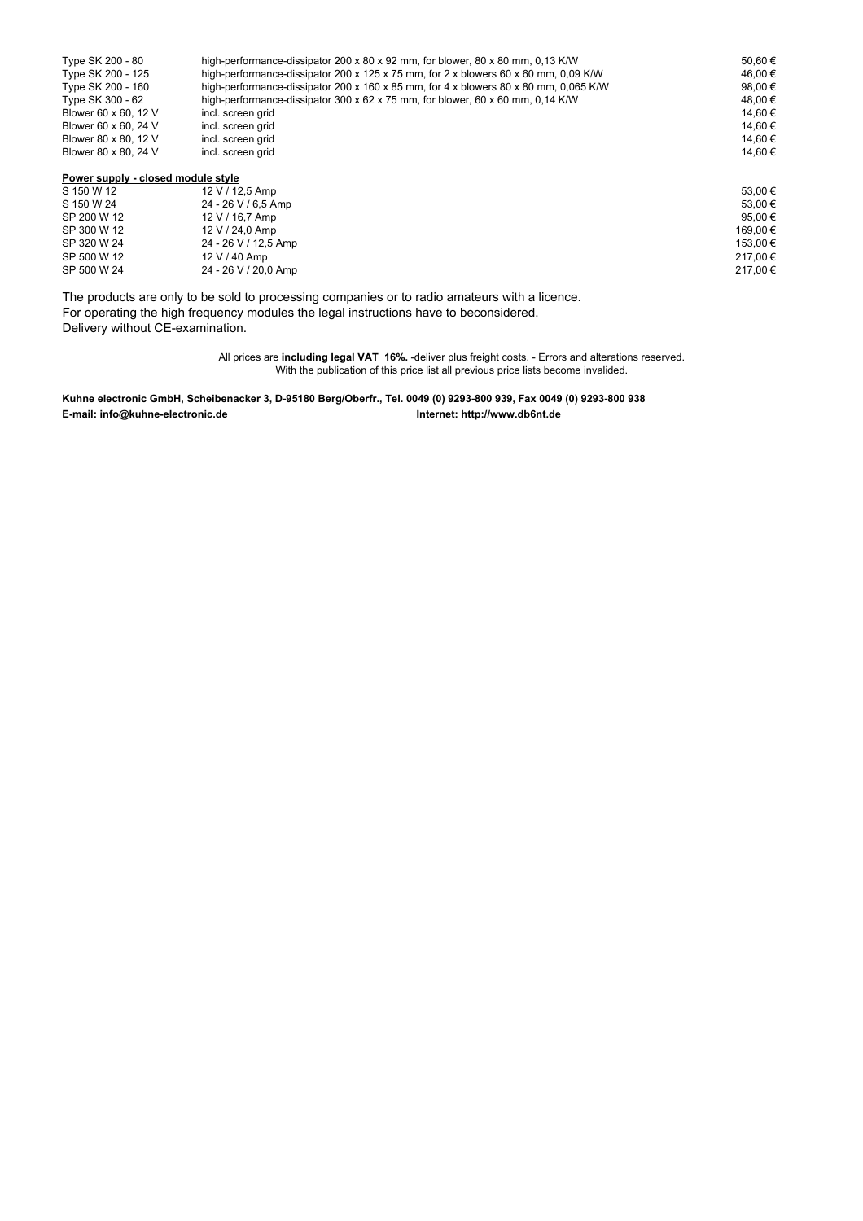| | | |
|---|---|---|
| Type SK 200 - 80 | high-performance-dissipator 200 x 80 x 92 mm, for blower, 80 x 80 mm, 0,13 K/W | 50,60 € |
| Type SK 200 - 125 | high-performance-dissipator 200 x 125 x 75 mm, for 2 x blowers 60 x 60 mm, 0,09 K/W | 46,00 € |
| Type SK 200 - 160 | high-performance-dissipator 200 x 160 x 85 mm, for 4 x blowers 80 x 80 mm, 0,065 K/W | 98,00 € |
| Type SK 300 - 62 | high-performance-dissipator 300 x 62 x 75 mm, for blower, 60 x 60 mm, 0,14 K/W | 48,00 € |
| Blower 60 x 60, 12 V | incl. screen grid | 14,60 € |
| Blower 60 x 60, 24 V | incl. screen grid | 14,60 € |
| Blower 80 x 80, 12 V | incl. screen grid | 14,60 € |
| Blower 80 x 80, 24 V | incl. screen grid | 14,60 € |

**Power supply - closed module style**

| | | |
|---|---|---|
| S 150 W 12 | 12 V / 12,5 Amp | 53,00 € |
| S 150 W 24 | 24 - 26 V / 6,5 Amp | 53,00 € |
| SP 200 W 12 | 12 V / 16,7 Amp | 95,00 € |
| SP 300 W 12 | 12 V / 24,0 Amp | 169,00 € |
| SP 320 W 24 | 24 - 26 V / 12,5 Amp | 153,00 € |
| SP 500 W 12 | 12 V / 40 Amp | 217,00 € |
| SP 500 W 24 | 24 - 26 V / 20,0 Amp | 217,00 € |

The products are only to be sold to processing companies or to radio amateurs with a licence.
For operating the high frequency modules the legal instructions have to beconsidered.
Delivery without CE-examination.

All prices are **including legal VAT 16%.** -deliver plus freight costs. - Errors and alterations reserved.
With the publication of this price list all previous price lists become invalided.

**Kuhne electronic GmbH, Scheibenacker 3, D-95180 Berg/Oberfr., Tel. 0049 (0) 9293-800 939, Fax 0049 (0) 9293-800 938**
**E-mail: info@kuhne-electronic.de** **Internet: http://www.db6nt.de**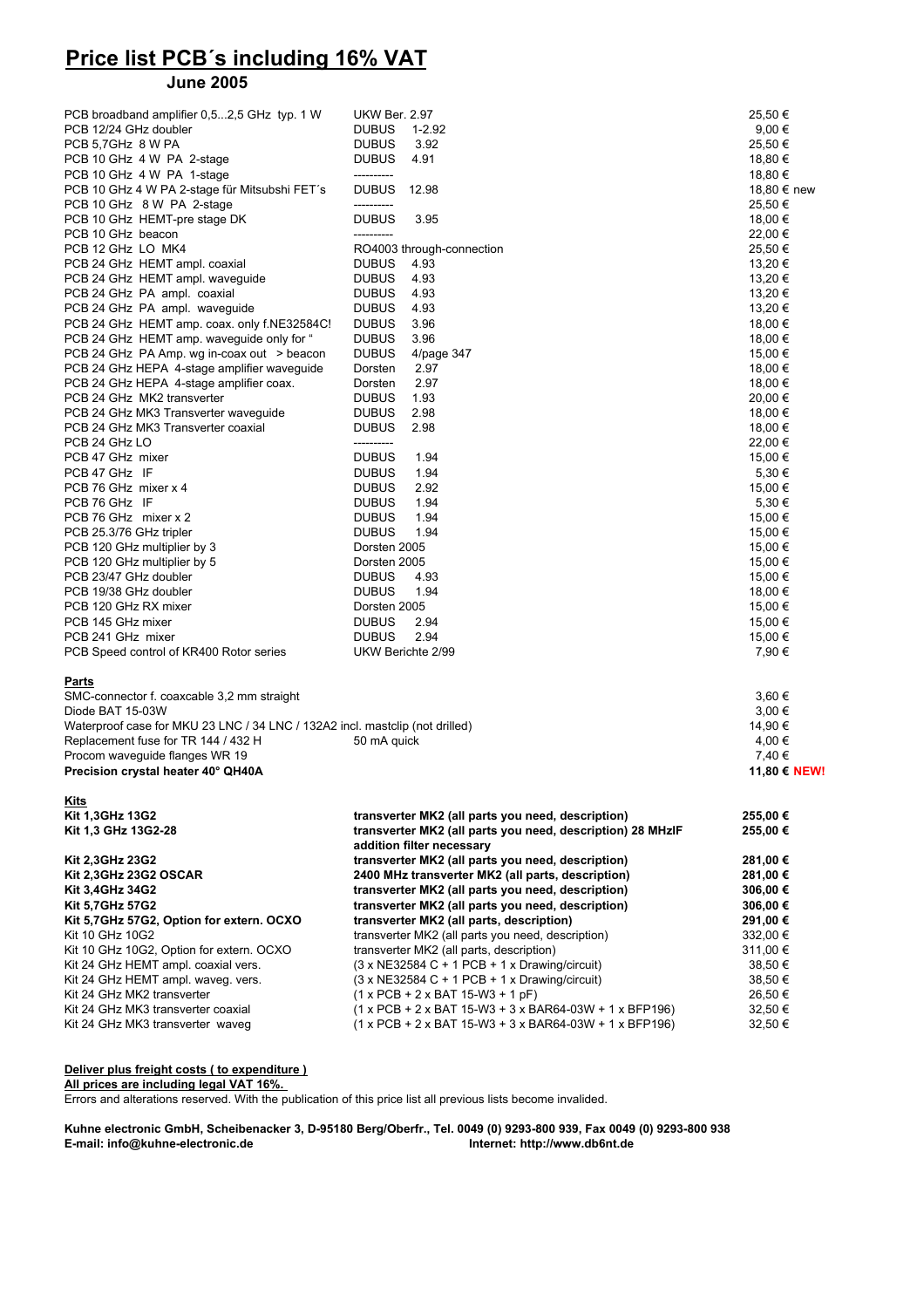# Price list PCB´s including 16% VAT

## June 2005

| | | |
|---|---|---|
| PCB broadband amplifier 0,5...2,5 GHz typ. 1 W | UKW Ber. 2.97 | 25,50 € |
| PCB 12/24 GHz doubler | DUBUS 1-2.92 | 9,00 € |
| PCB 5,7GHz 8 W PA | DUBUS 3.92 | 25,50 € |
| PCB 10 GHz 4 W PA 2-stage | DUBUS 4.91 | 18,80 € |
| PCB 10 GHz 4 W PA 1-stage | ---------- | 18,80 € |
| PCB 10 GHz 4 W PA 2-stage für Mitsubshi FET´s | DUBUS 12.98 | 18,80 € new |
| PCB 10 GHz 8 W PA 2-stage | ---------- | 25,50 € |
| PCB 10 GHz HEMT-pre stage DK | DUBUS 3.95 | 18,00 € |
| PCB 10 GHz beacon | ---------- | 22,00 € |
| PCB 12 GHz LO MK4 | RO4003 through-connection | 25,50 € |
| PCB 24 GHz HEMT ampl. coaxial | DUBUS 4.93 | 13,20 € |
| PCB 24 GHz HEMT ampl. waveguide | DUBUS 4.93 | 13,20 € |
| PCB 24 GHz PA ampl. coaxial | DUBUS 4.93 | 13,20 € |
| PCB 24 GHz PA ampl. waveguide | DUBUS 4.93 | 13,20 € |
| PCB 24 GHz HEMT amp. coax. only f.NE32584C! | DUBUS 3.96 | 18,00 € |
| PCB 24 GHz HEMT amp. waveguide only for " | DUBUS 3.96 | 18,00 € |
| PCB 24 GHz PA Amp. wg in-coax out > beacon | DUBUS 4/page 347 | 15,00 € |
| PCB 24 GHz HEPA 4-stage amplifier waveguide | Dorsten 2.97 | 18,00 € |
| PCB 24 GHz HEPA 4-stage amplifier coax. | Dorsten 2.97 | 18,00 € |
| PCB 24 GHz MK2 transverter | DUBUS 1.93 | 20,00 € |
| PCB 24 GHz MK3 Transverter waveguide | DUBUS 2.98 | 18,00 € |
| PCB 24 GHz MK3 Transverter coaxial | DUBUS 2.98 | 18,00 € |
| PCB 24 GHz LO | ---------- | 22,00 € |
| PCB 47 GHz mixer | DUBUS 1.94 | 15,00 € |
| PCB 47 GHz IF | DUBUS 1.94 | 5,30 € |
| PCB 76 GHz mixer x 4 | DUBUS 2.92 | 15,00 € |
| PCB 76 GHz IF | DUBUS 1.94 | 5,30 € |
| PCB 76 GHz mixer x 2 | DUBUS 1.94 | 15,00 € |
| PCB 25.3/76 GHz tripler | DUBUS 1.94 | 15,00 € |
| PCB 120 GHz multiplier by 3 | Dorsten 2005 | 15,00 € |
| PCB 120 GHz multiplier by 5 | Dorsten 2005 | 15,00 € |
| PCB 23/47 GHz doubler | DUBUS 4.93 | 15,00 € |
| PCB 19/38 GHz doubler | DUBUS 1.94 | 18,00 € |
| PCB 120 GHz RX mixer | Dorsten 2005 | 15,00 € |
| PCB 145 GHz mixer | DUBUS 2.94 | 15,00 € |
| PCB 241 GHz mixer | DUBUS 2.94 | 15,00 € |
| PCB Speed control of KR400 Rotor series | UKW Berichte 2/99 | 7,90 € |

**Parts**

| | | |
|---|---|---|
| SMC-connector f. coaxcable 3,2 mm straight | | 3,60 € |
| Diode BAT 15-03W | | 3,00 € |
| Waterproof case for MKU 23 LNC / 34 LNC / 132A2 incl. mastclip (not drilled) | | 14,90 € |
| Replacement fuse for TR 144 / 432 H | 50 mA quick | 4,00 € |
| Procom waveguide flanges WR 19 | | 7,40 € |
| **Precision crystal heater 40° QH40A** | | **11,80 € NEW!** |

**Kits**

| | | |
|---|---|---|
| **Kit 1,3GHz 13G2** | **transverter MK2 (all parts you need, description)** | **255,00 €** |
| **Kit 1,3 GHz 13G2-28** | **transverter MK2 (all parts you need, description) 28 MHzIF addition filter necessary** | **255,00 €** |
| **Kit 2,3GHz 23G2** | **transverter MK2 (all parts you need, description)** | **281,00 €** |
| **Kit 2,3GHz 23G2 OSCAR** | **2400 MHz transverter MK2 (all parts, description)** | **281,00 €** |
| **Kit 3,4GHz 34G2** | **transverter MK2 (all parts you need, description)** | **306,00 €** |
| **Kit 5,7GHz 57G2** | **transverter MK2 (all parts you need, description)** | **306,00 €** |
| **Kit 5,7GHz 57G2, Option for extern. OCXO** | **transverter MK2 (all parts, description)** | **291,00 €** |
| Kit 10 GHz 10G2 | transverter MK2 (all parts you need, description) | 332,00 € |
| Kit 10 GHz 10G2, Option for extern. OCXO | transverter MK2 (all parts, description) | 311,00 € |
| Kit 24 GHz HEMT ampl. coaxial vers. | (3 x NE32584 C + 1 PCB + 1 x Drawing/circuit) | 38,50 € |
| Kit 24 GHz HEMT ampl. waveg. vers. | (3 x NE32584 C + 1 PCB + 1 x Drawing/circuit) | 38,50 € |
| Kit 24 GHz MK2 transverter | (1 x PCB + 2 x BAT 15-W3 + 1 pF) | 26,50 € |
| Kit 24 GHz MK3 transverter coaxial | (1 x PCB + 2 x BAT 15-W3 + 3 x BAR64-03W + 1 x BFP196) | 32,50 € |
| Kit 24 GHz MK3 transverter waveg | (1 x PCB + 2 x BAT 15-W3 + 3 x BAR64-03W + 1 x BFP196) | 32,50 € |

**Deliver plus freight costs ( to expenditure )**
**All prices are including legal VAT 16%.**
Errors and alterations reserved. With the publication of this price list all previous lists become invalided.

**Kuhne electronic GmbH, Scheibenacker 3, D-95180 Berg/Oberfr., Tel. 0049 (0) 9293-800 939, Fax 0049 (0) 9293-800 938**
**E-mail: info@kuhne-electronic.de Internet: http://www.db6nt.de**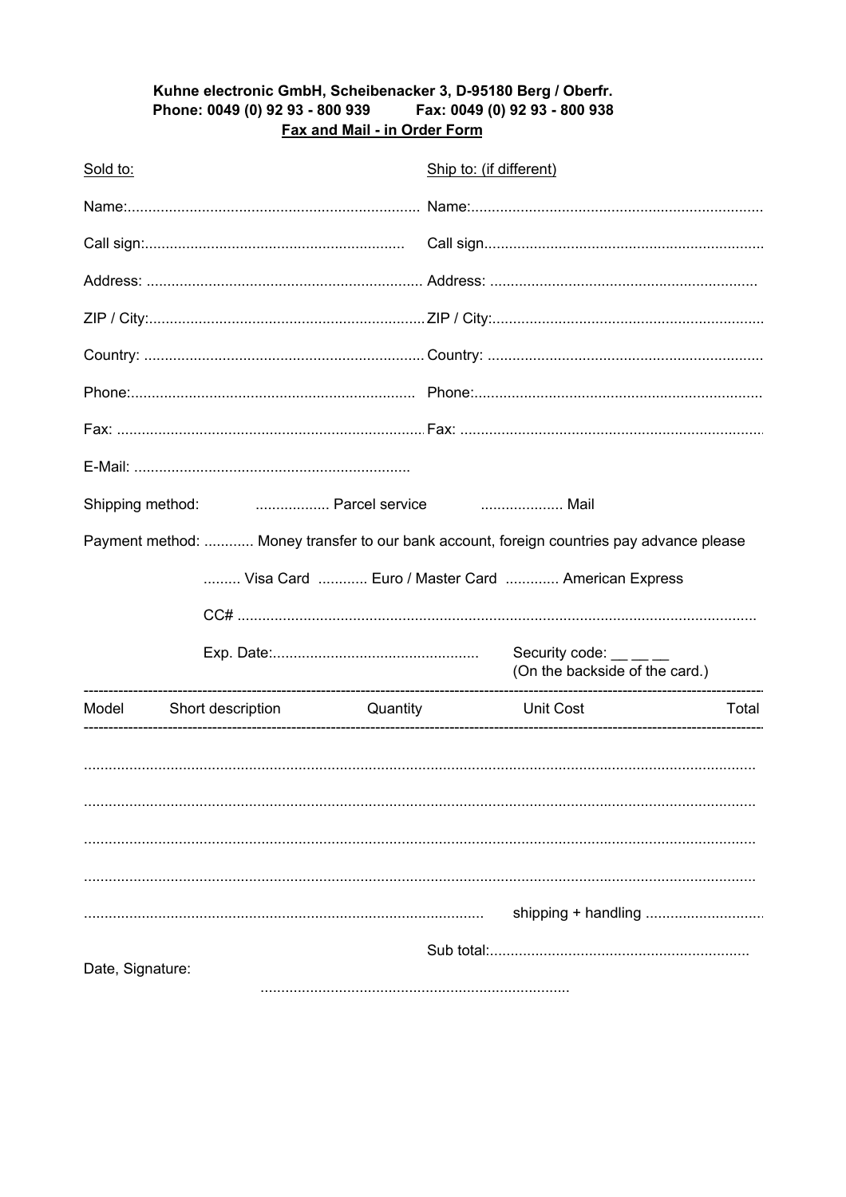**Kuhne electronic GmbH, Scheibenacker 3, D-95180 Berg / Oberfr.**
**Phone: 0049 (0) 92 93 - 800 939 Fax: 0049 (0) 92 93 - 800 938**

**Fax and Mail - in Order Form**

| Sold to: | Ship to: (if different) |
|---|---|
| Name:...................................................................... | Name:...................................................................... |
| Call sign:............................................................... | Call sign.................................................................. |
| Address: .................................................................. | Address: ................................................................ |
| ZIP / City:.................................................................. | ZIP / City:................................................................ |
| Country: ................................................................... | Country: .................................................................. |
| Phone:..................................................................... | Phone:..................................................................... |
| Fax: ......................................................................... | Fax: ......................................................................... |
| E-Mail: ................................................................... | |

Shipping method: .................. Parcel service .................... Mail

Payment method: ............ Money transfer to our bank account, foreign countries pay advance please

......... Visa Card ............ Euro / Master Card ............. American Express

CC# ...........................................................................................................

Exp. Date:.................................................. Security code: __ __ __ (On the backside of the card.)

| Model | Short description | Quantity | Unit Cost | Total |
|---|---|---|---|---|
| | | | | |
| | | | | |
| | | | | |
| | | | | |

................................................................................................ shipping + handling ............................

Sub total:...............................................................

Date, Signature:

...........................................................................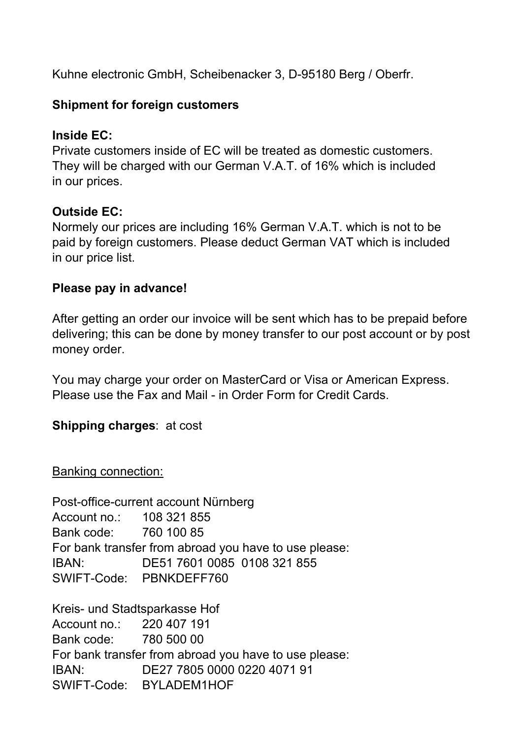Kuhne electronic GmbH, Scheibenacker 3, D-95180 Berg / Oberfr.

**Shipment for foreign customers**

**Inside EC:**
Private customers inside of EC will be treated as domestic customers.
They will be charged with our German V.A.T. of 16% which is included in our prices.

**Outside EC:**
Normely our prices are including 16% German V.A.T. which is not to be paid by foreign customers. Please deduct German VAT which is included in our price list.

**Please pay in advance!**

After getting an order our invoice will be sent which has to be prepaid before delivering; this can be done by money transfer to our post account or by post money order.

You may charge your order on MasterCard or Visa or American Express.
Please use the Fax and Mail - in Order Form for Credit Cards.

**Shipping charges**: at cost

Banking connection:

Post-office-current account Nürnberg
Account no.: 108 321 855
Bank code: 760 100 85
For bank transfer from abroad you have to use please:
IBAN: DE51 7601 0085 0108 321 855
SWIFT-Code: PBNKDEFF760

Kreis- und Stadtsparkasse Hof
Account no.: 220 407 191
Bank code: 780 500 00
For bank transfer from abroad you have to use please:
IBAN: DE27 7805 0000 0220 4071 91
SWIFT-Code: BYLADEM1HOF